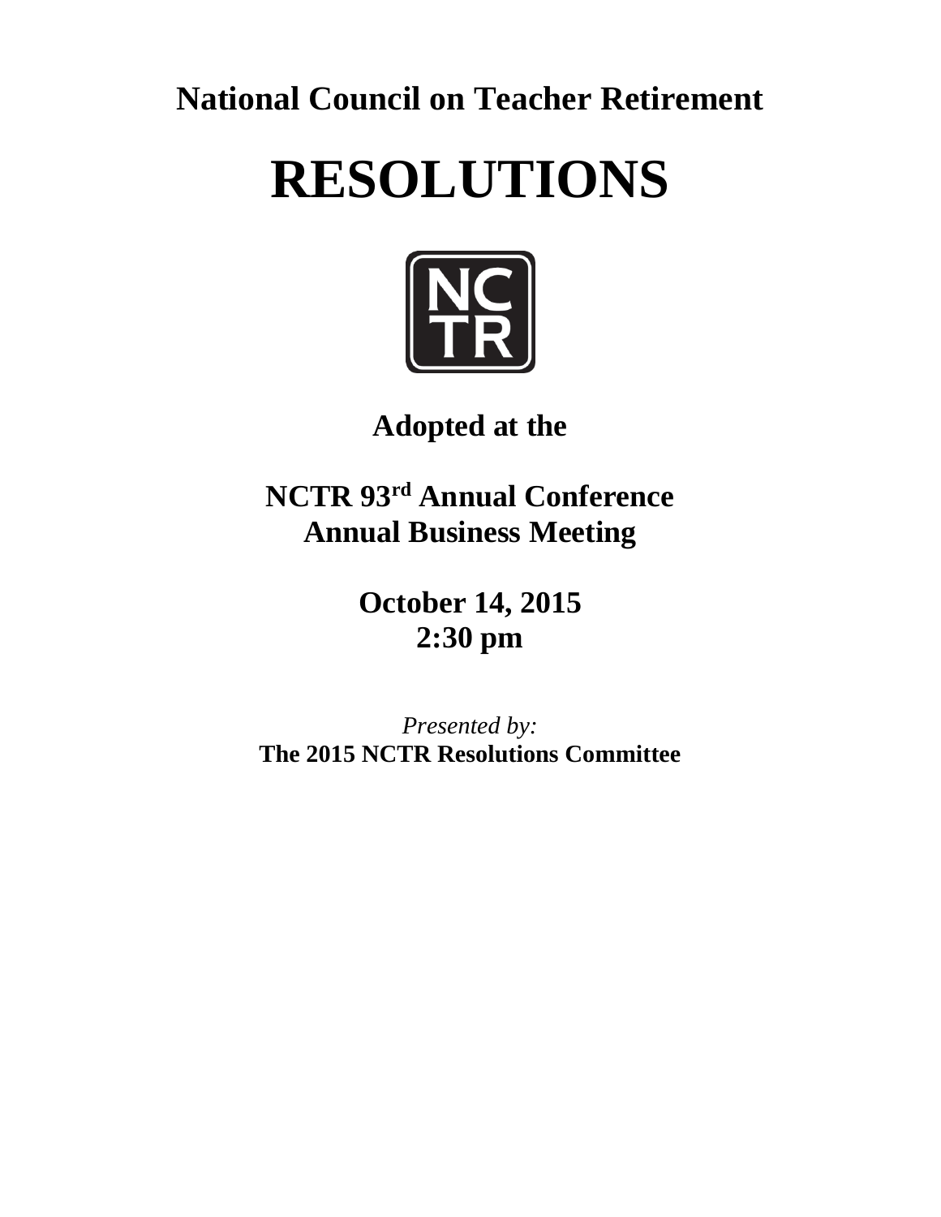**National Council on Teacher Retirement**

# RESOLUTIONS

NC
TR

**Adopted at the**

**NCTR 93rd Annual Conference**
**Annual Business Meeting**

**October 14, 2015**
**2:30 pm**

*Presented by:*
**The 2015 NCTR Resolutions Committee**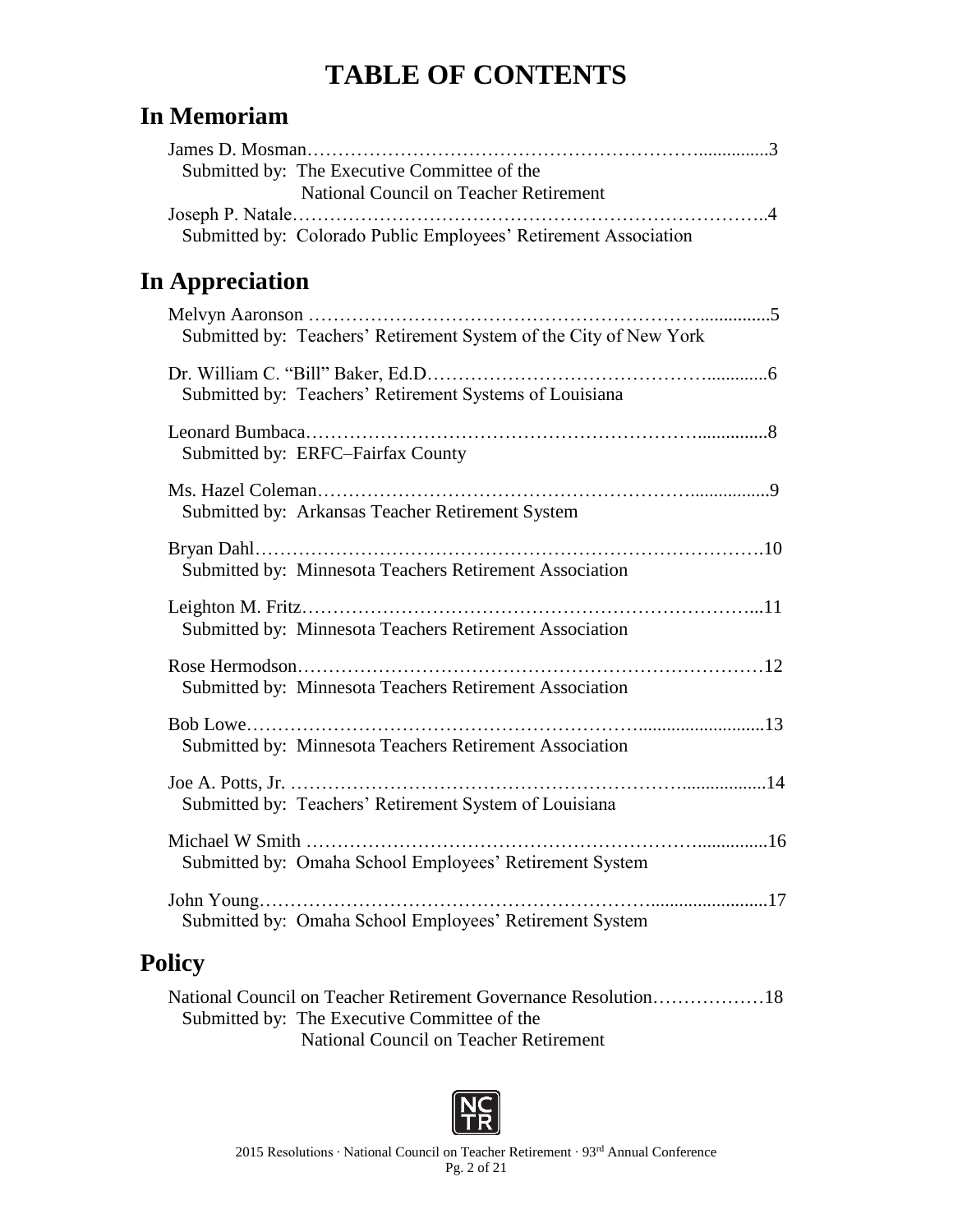# TABLE OF CONTENTS

## In Memoriam

James D. Mosman……………………………………………………………...............3
Submitted by: The Executive Committee of the National Council on Teacher Retirement

Joseph P. Natale…………………………………………………………………..4
Submitted by: Colorado Public Employees' Retirement Association

## In Appreciation

Melvyn Aaronson ……………………………………………………...............5
Submitted by: Teachers' Retirement System of the City of New York

Dr. William C. "Bill" Baker, Ed.D…………………………………….............6
Submitted by: Teachers' Retirement Systems of Louisiana

Leonard Bumbaca……………………………………………………...............8
Submitted by: ERFC–Fairfax County

Ms. Hazel Coleman…………………………………………………..................9
Submitted by: Arkansas Teacher Retirement System

Bryan Dahl……………………………………………………………………….10
Submitted by: Minnesota Teachers Retirement Association

Leighton M. Fritz………………………………………………………………...11
Submitted by: Minnesota Teachers Retirement Association

Rose Hermodson…………………………………………………………………12
Submitted by: Minnesota Teachers Retirement Association

Bob Lowe……………………………………………………...........................13
Submitted by: Minnesota Teachers Retirement Association

Joe A. Potts, Jr. ……………………………………………………..................14
Submitted by: Teachers' Retirement System of Louisiana

Michael W Smith ……………………………………………………................16
Submitted by: Omaha School Employees' Retirement System

John Young……………………………………………………..........................17
Submitted by: Omaha School Employees' Retirement System

## Policy

National Council on Teacher Retirement Governance Resolution………………18
Submitted by: The Executive Committee of the National Council on Teacher Retirement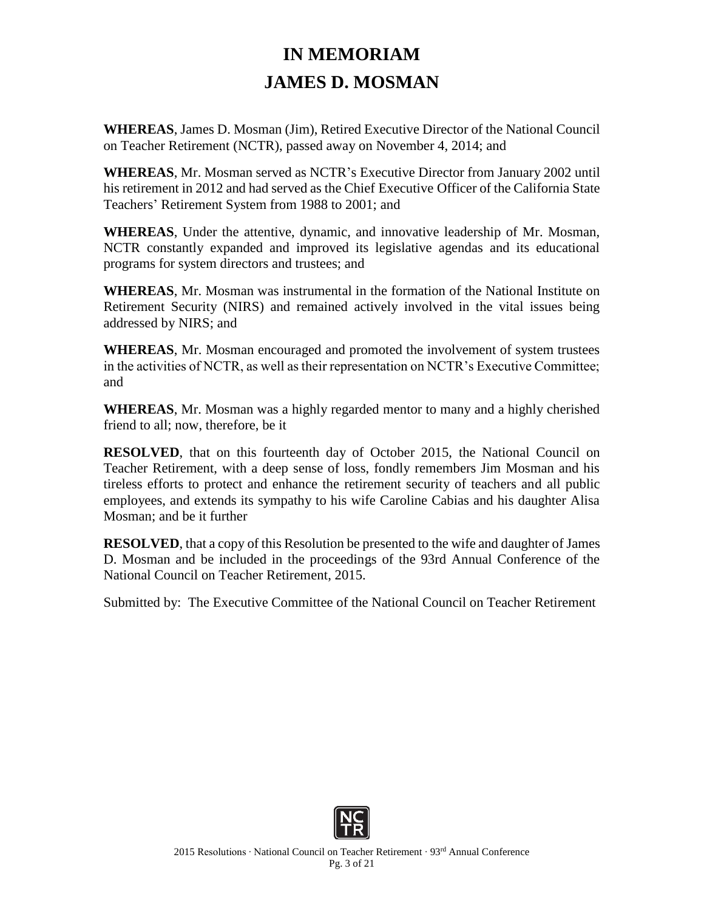# IN MEMORIAM
# JAMES D. MOSMAN

**WHEREAS**, James D. Mosman (Jim), Retired Executive Director of the National Council on Teacher Retirement (NCTR), passed away on November 4, 2014; and

**WHEREAS**, Mr. Mosman served as NCTR's Executive Director from January 2002 until his retirement in 2012 and had served as the Chief Executive Officer of the California State Teachers' Retirement System from 1988 to 2001; and

**WHEREAS**, Under the attentive, dynamic, and innovative leadership of Mr. Mosman, NCTR constantly expanded and improved its legislative agendas and its educational programs for system directors and trustees; and

**WHEREAS**, Mr. Mosman was instrumental in the formation of the National Institute on Retirement Security (NIRS) and remained actively involved in the vital issues being addressed by NIRS; and

**WHEREAS**, Mr. Mosman encouraged and promoted the involvement of system trustees in the activities of NCTR, as well as their representation on NCTR's Executive Committee; and

**WHEREAS**, Mr. Mosman was a highly regarded mentor to many and a highly cherished friend to all; now, therefore, be it

**RESOLVED**, that on this fourteenth day of October 2015, the National Council on Teacher Retirement, with a deep sense of loss, fondly remembers Jim Mosman and his tireless efforts to protect and enhance the retirement security of teachers and all public employees, and extends its sympathy to his wife Caroline Cabias and his daughter Alisa Mosman; and be it further

**RESOLVED**, that a copy of this Resolution be presented to the wife and daughter of James D. Mosman and be included in the proceedings of the 93rd Annual Conference of the National Council on Teacher Retirement, 2015.

Submitted by: The Executive Committee of the National Council on Teacher Retirement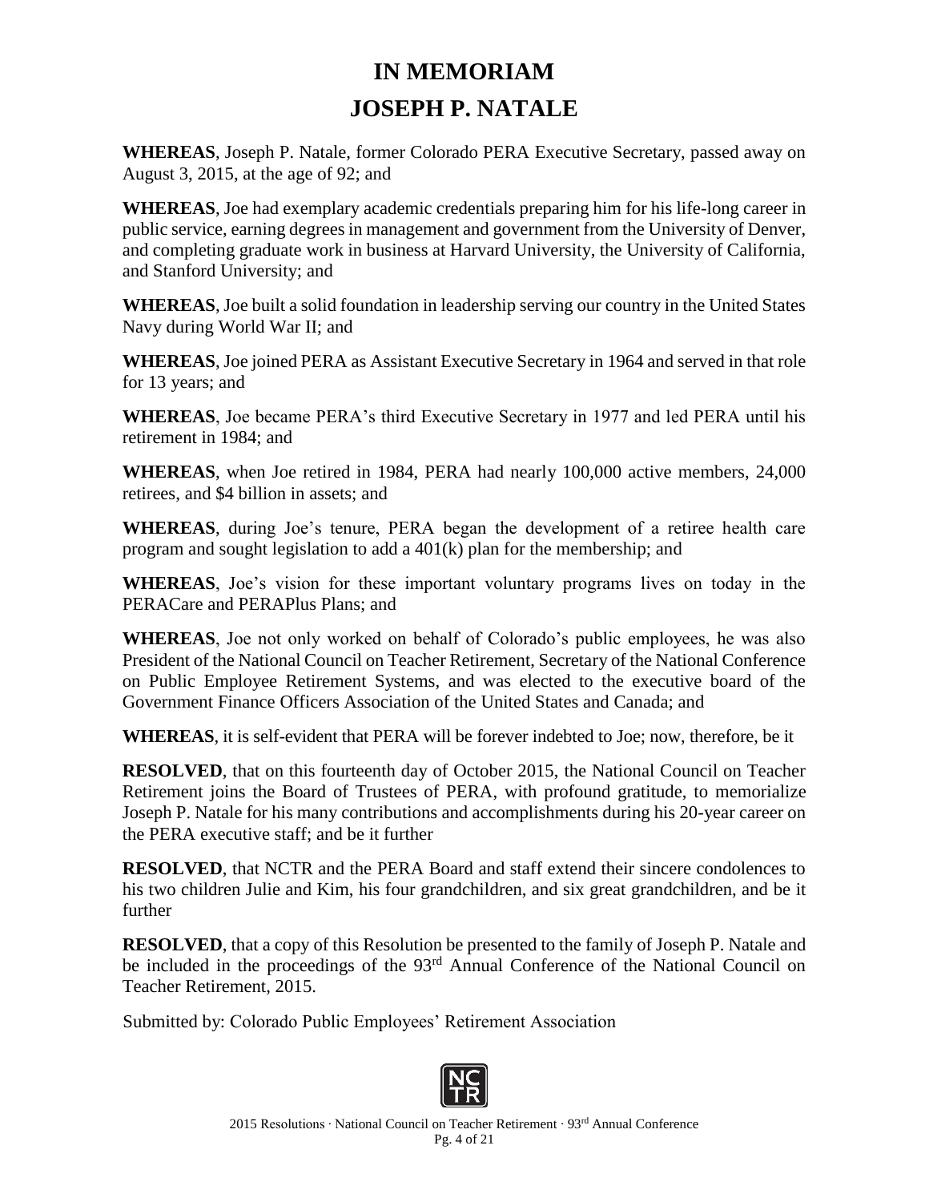# IN MEMORIAM

# JOSEPH P. NATALE

**WHEREAS**, Joseph P. Natale, former Colorado PERA Executive Secretary, passed away on August 3, 2015, at the age of 92; and

**WHEREAS**, Joe had exemplary academic credentials preparing him for his life-long career in public service, earning degrees in management and government from the University of Denver, and completing graduate work in business at Harvard University, the University of California, and Stanford University; and

**WHEREAS**, Joe built a solid foundation in leadership serving our country in the United States Navy during World War II; and

**WHEREAS**, Joe joined PERA as Assistant Executive Secretary in 1964 and served in that role for 13 years; and

**WHEREAS**, Joe became PERA's third Executive Secretary in 1977 and led PERA until his retirement in 1984; and

**WHEREAS**, when Joe retired in 1984, PERA had nearly 100,000 active members, 24,000 retirees, and $4 billion in assets; and

**WHEREAS**, during Joe's tenure, PERA began the development of a retiree health care program and sought legislation to add a 401(k) plan for the membership; and

**WHEREAS**, Joe's vision for these important voluntary programs lives on today in the PERACare and PERAPlus Plans; and

**WHEREAS**, Joe not only worked on behalf of Colorado's public employees, he was also President of the National Council on Teacher Retirement, Secretary of the National Conference on Public Employee Retirement Systems, and was elected to the executive board of the Government Finance Officers Association of the United States and Canada; and

**WHEREAS**, it is self-evident that PERA will be forever indebted to Joe; now, therefore, be it

**RESOLVED**, that on this fourteenth day of October 2015, the National Council on Teacher Retirement joins the Board of Trustees of PERA, with profound gratitude, to memorialize Joseph P. Natale for his many contributions and accomplishments during his 20-year career on the PERA executive staff; and be it further

**RESOLVED**, that NCTR and the PERA Board and staff extend their sincere condolences to his two children Julie and Kim, his four grandchildren, and six great grandchildren, and be it further

**RESOLVED**, that a copy of this Resolution be presented to the family of Joseph P. Natale and be included in the proceedings of the 93rd Annual Conference of the National Council on Teacher Retirement, 2015.

Submitted by: Colorado Public Employees' Retirement Association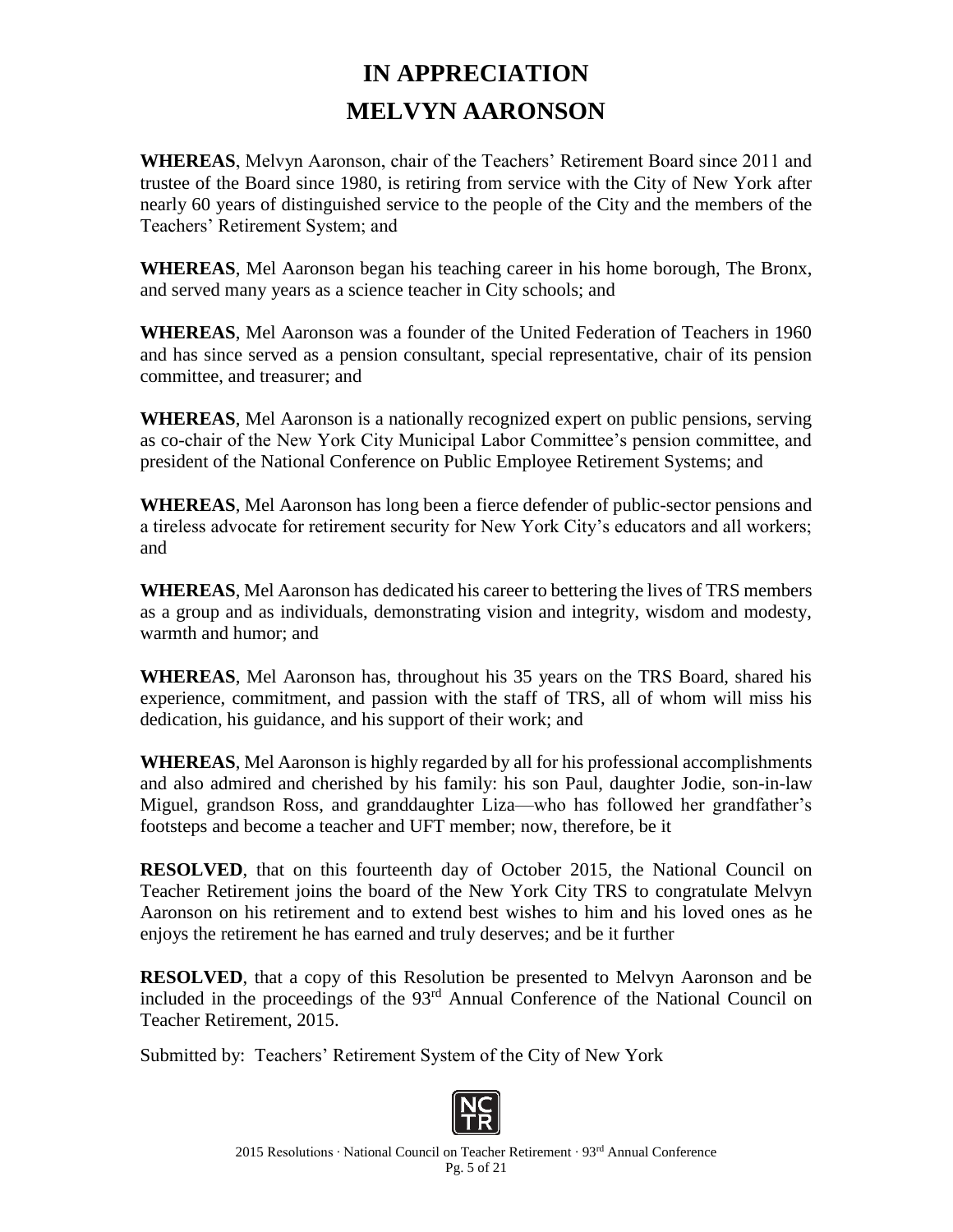# IN APPRECIATION
# MELVYN AARONSON

**WHEREAS**, Melvyn Aaronson, chair of the Teachers' Retirement Board since 2011 and trustee of the Board since 1980, is retiring from service with the City of New York after nearly 60 years of distinguished service to the people of the City and the members of the Teachers' Retirement System; and

**WHEREAS**, Mel Aaronson began his teaching career in his home borough, The Bronx, and served many years as a science teacher in City schools; and

**WHEREAS**, Mel Aaronson was a founder of the United Federation of Teachers in 1960 and has since served as a pension consultant, special representative, chair of its pension committee, and treasurer; and

**WHEREAS**, Mel Aaronson is a nationally recognized expert on public pensions, serving as co-chair of the New York City Municipal Labor Committee's pension committee, and president of the National Conference on Public Employee Retirement Systems; and

**WHEREAS**, Mel Aaronson has long been a fierce defender of public-sector pensions and a tireless advocate for retirement security for New York City's educators and all workers; and

**WHEREAS**, Mel Aaronson has dedicated his career to bettering the lives of TRS members as a group and as individuals, demonstrating vision and integrity, wisdom and modesty, warmth and humor; and

**WHEREAS**, Mel Aaronson has, throughout his 35 years on the TRS Board, shared his experience, commitment, and passion with the staff of TRS, all of whom will miss his dedication, his guidance, and his support of their work; and

**WHEREAS**, Mel Aaronson is highly regarded by all for his professional accomplishments and also admired and cherished by his family: his son Paul, daughter Jodie, son-in-law Miguel, grandson Ross, and granddaughter Liza—who has followed her grandfather's footsteps and become a teacher and UFT member; now, therefore, be it

**RESOLVED**, that on this fourteenth day of October 2015, the National Council on Teacher Retirement joins the board of the New York City TRS to congratulate Melvyn Aaronson on his retirement and to extend best wishes to him and his loved ones as he enjoys the retirement he has earned and truly deserves; and be it further

**RESOLVED**, that a copy of this Resolution be presented to Melvyn Aaronson and be included in the proceedings of the 93rd Annual Conference of the National Council on Teacher Retirement, 2015.

Submitted by: Teachers' Retirement System of the City of New York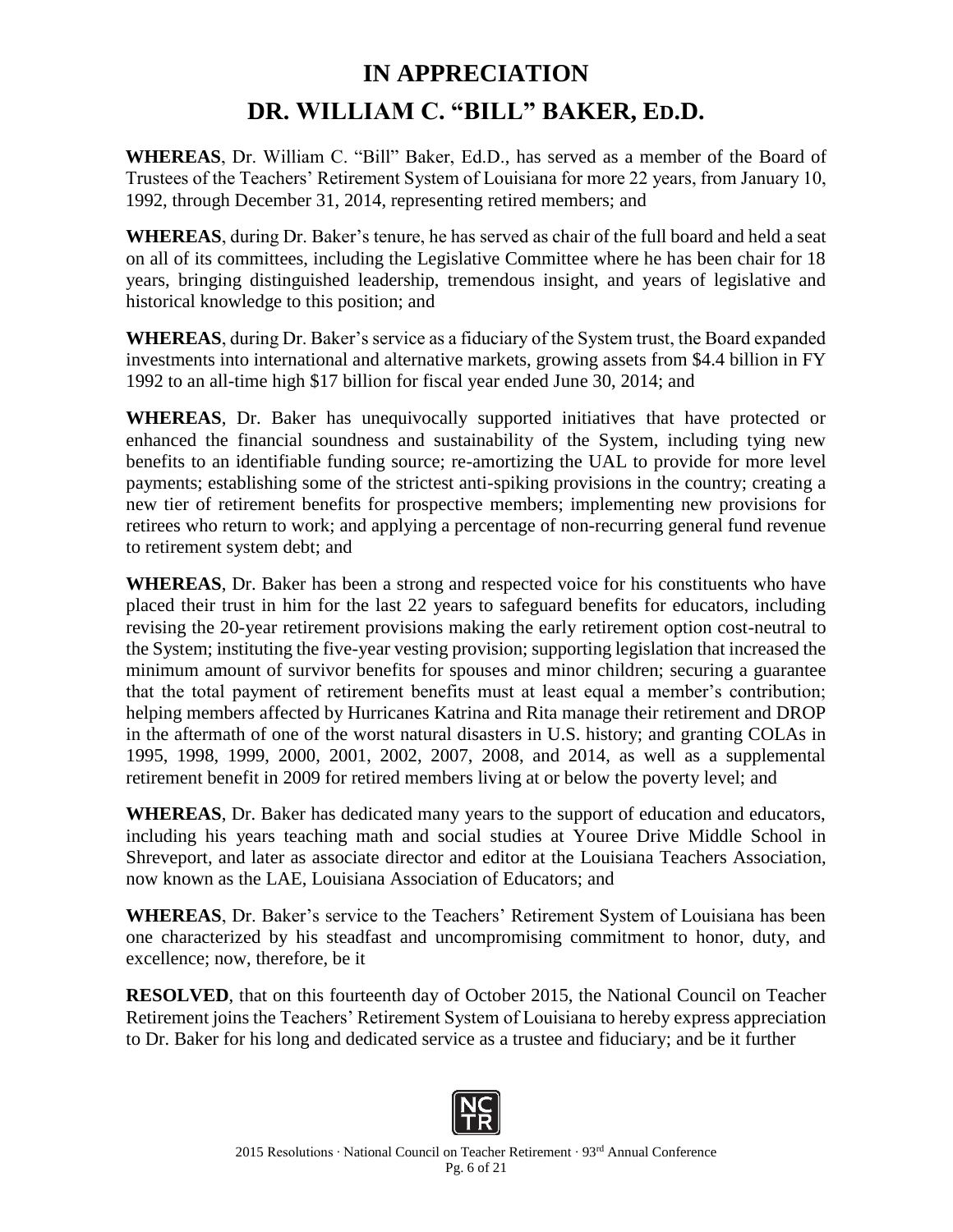# IN APPRECIATION

# DR. WILLIAM C. "BILL" BAKER, ED.D.

**WHEREAS**, Dr. William C. "Bill" Baker, Ed.D., has served as a member of the Board of Trustees of the Teachers' Retirement System of Louisiana for more 22 years, from January 10, 1992, through December 31, 2014, representing retired members; and

**WHEREAS**, during Dr. Baker's tenure, he has served as chair of the full board and held a seat on all of its committees, including the Legislative Committee where he has been chair for 18 years, bringing distinguished leadership, tremendous insight, and years of legislative and historical knowledge to this position; and

**WHEREAS**, during Dr. Baker's service as a fiduciary of the System trust, the Board expanded investments into international and alternative markets, growing assets from $4.4 billion in FY 1992 to an all-time high $17 billion for fiscal year ended June 30, 2014; and

**WHEREAS**, Dr. Baker has unequivocally supported initiatives that have protected or enhanced the financial soundness and sustainability of the System, including tying new benefits to an identifiable funding source; re-amortizing the UAL to provide for more level payments; establishing some of the strictest anti-spiking provisions in the country; creating a new tier of retirement benefits for prospective members; implementing new provisions for retirees who return to work; and applying a percentage of non-recurring general fund revenue to retirement system debt; and

**WHEREAS**, Dr. Baker has been a strong and respected voice for his constituents who have placed their trust in him for the last 22 years to safeguard benefits for educators, including revising the 20-year retirement provisions making the early retirement option cost-neutral to the System; instituting the five-year vesting provision; supporting legislation that increased the minimum amount of survivor benefits for spouses and minor children; securing a guarantee that the total payment of retirement benefits must at least equal a member's contribution; helping members affected by Hurricanes Katrina and Rita manage their retirement and DROP in the aftermath of one of the worst natural disasters in U.S. history; and granting COLAs in 1995, 1998, 1999, 2000, 2001, 2002, 2007, 2008, and 2014, as well as a supplemental retirement benefit in 2009 for retired members living at or below the poverty level; and

**WHEREAS**, Dr. Baker has dedicated many years to the support of education and educators, including his years teaching math and social studies at Youree Drive Middle School in Shreveport, and later as associate director and editor at the Louisiana Teachers Association, now known as the LAE, Louisiana Association of Educators; and

**WHEREAS**, Dr. Baker's service to the Teachers' Retirement System of Louisiana has been one characterized by his steadfast and uncompromising commitment to honor, duty, and excellence; now, therefore, be it

**RESOLVED**, that on this fourteenth day of October 2015, the National Council on Teacher Retirement joins the Teachers' Retirement System of Louisiana to hereby express appreciation to Dr. Baker for his long and dedicated service as a trustee and fiduciary; and be it further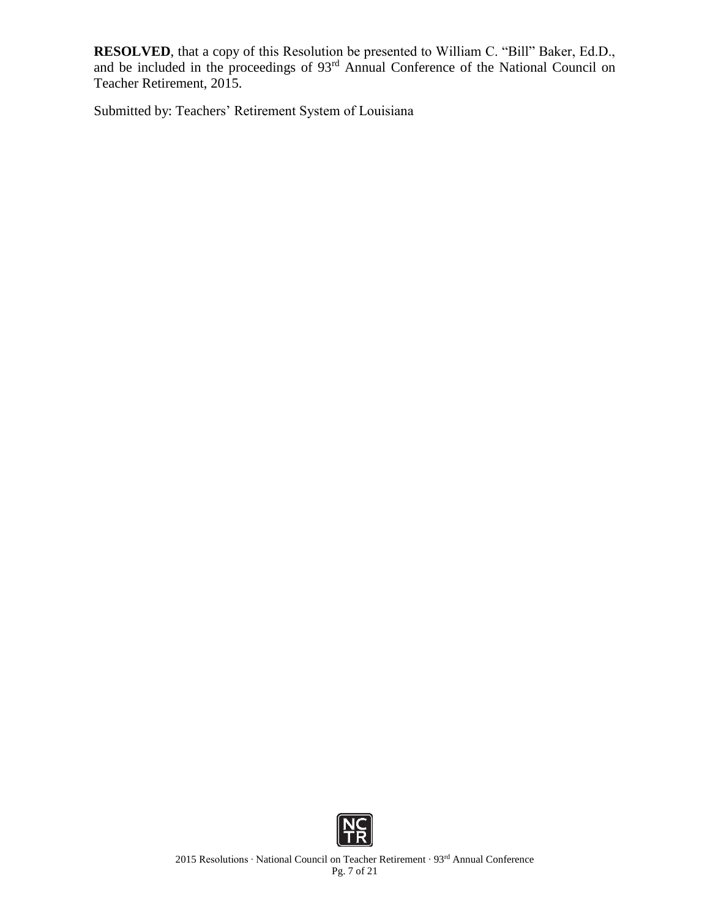**RESOLVED**, that a copy of this Resolution be presented to William C. “Bill” Baker, Ed.D., and be included in the proceedings of 93rd Annual Conference of the National Council on Teacher Retirement, 2015.

Submitted by: Teachers’ Retirement System of Louisiana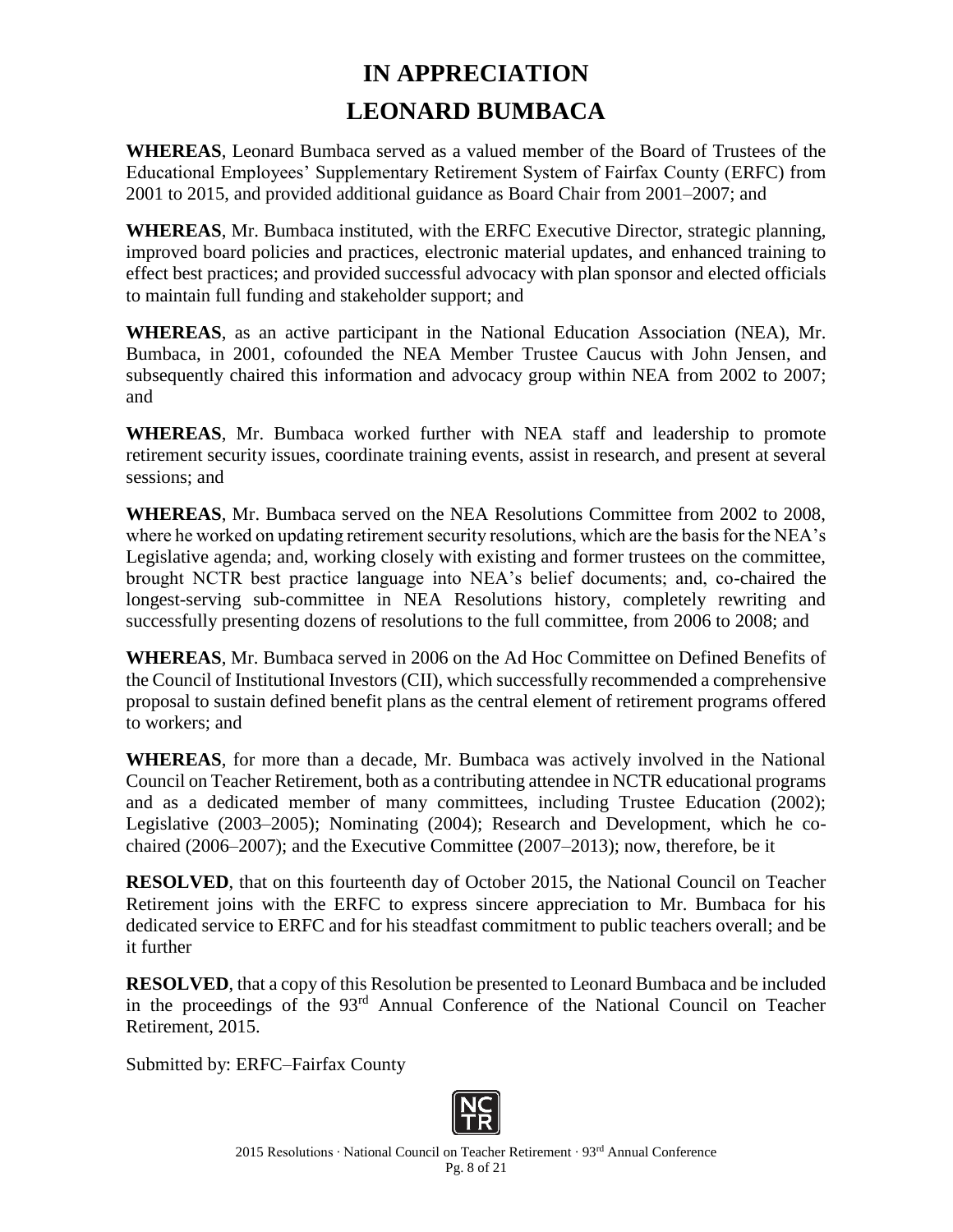# IN APPRECIATION
# LEONARD BUMBACA

**WHEREAS**, Leonard Bumbaca served as a valued member of the Board of Trustees of the Educational Employees' Supplementary Retirement System of Fairfax County (ERFC) from 2001 to 2015, and provided additional guidance as Board Chair from 2001–2007; and

**WHEREAS**, Mr. Bumbaca instituted, with the ERFC Executive Director, strategic planning, improved board policies and practices, electronic material updates, and enhanced training to effect best practices; and provided successful advocacy with plan sponsor and elected officials to maintain full funding and stakeholder support; and

**WHEREAS**, as an active participant in the National Education Association (NEA), Mr. Bumbaca, in 2001, cofounded the NEA Member Trustee Caucus with John Jensen, and subsequently chaired this information and advocacy group within NEA from 2002 to 2007; and

**WHEREAS**, Mr. Bumbaca worked further with NEA staff and leadership to promote retirement security issues, coordinate training events, assist in research, and present at several sessions; and

**WHEREAS**, Mr. Bumbaca served on the NEA Resolutions Committee from 2002 to 2008, where he worked on updating retirement security resolutions, which are the basis for the NEA's Legislative agenda; and, working closely with existing and former trustees on the committee, brought NCTR best practice language into NEA's belief documents; and, co-chaired the longest-serving sub-committee in NEA Resolutions history, completely rewriting and successfully presenting dozens of resolutions to the full committee, from 2006 to 2008; and

**WHEREAS**, Mr. Bumbaca served in 2006 on the Ad Hoc Committee on Defined Benefits of the Council of Institutional Investors (CII), which successfully recommended a comprehensive proposal to sustain defined benefit plans as the central element of retirement programs offered to workers; and

**WHEREAS**, for more than a decade, Mr. Bumbaca was actively involved in the National Council on Teacher Retirement, both as a contributing attendee in NCTR educational programs and as a dedicated member of many committees, including Trustee Education (2002); Legislative (2003–2005); Nominating (2004); Research and Development, which he co-chaired (2006–2007); and the Executive Committee (2007–2013); now, therefore, be it

**RESOLVED**, that on this fourteenth day of October 2015, the National Council on Teacher Retirement joins with the ERFC to express sincere appreciation to Mr. Bumbaca for his dedicated service to ERFC and for his steadfast commitment to public teachers overall; and be it further

**RESOLVED**, that a copy of this Resolution be presented to Leonard Bumbaca and be included in the proceedings of the 93rd Annual Conference of the National Council on Teacher Retirement, 2015.

Submitted by: ERFC–Fairfax County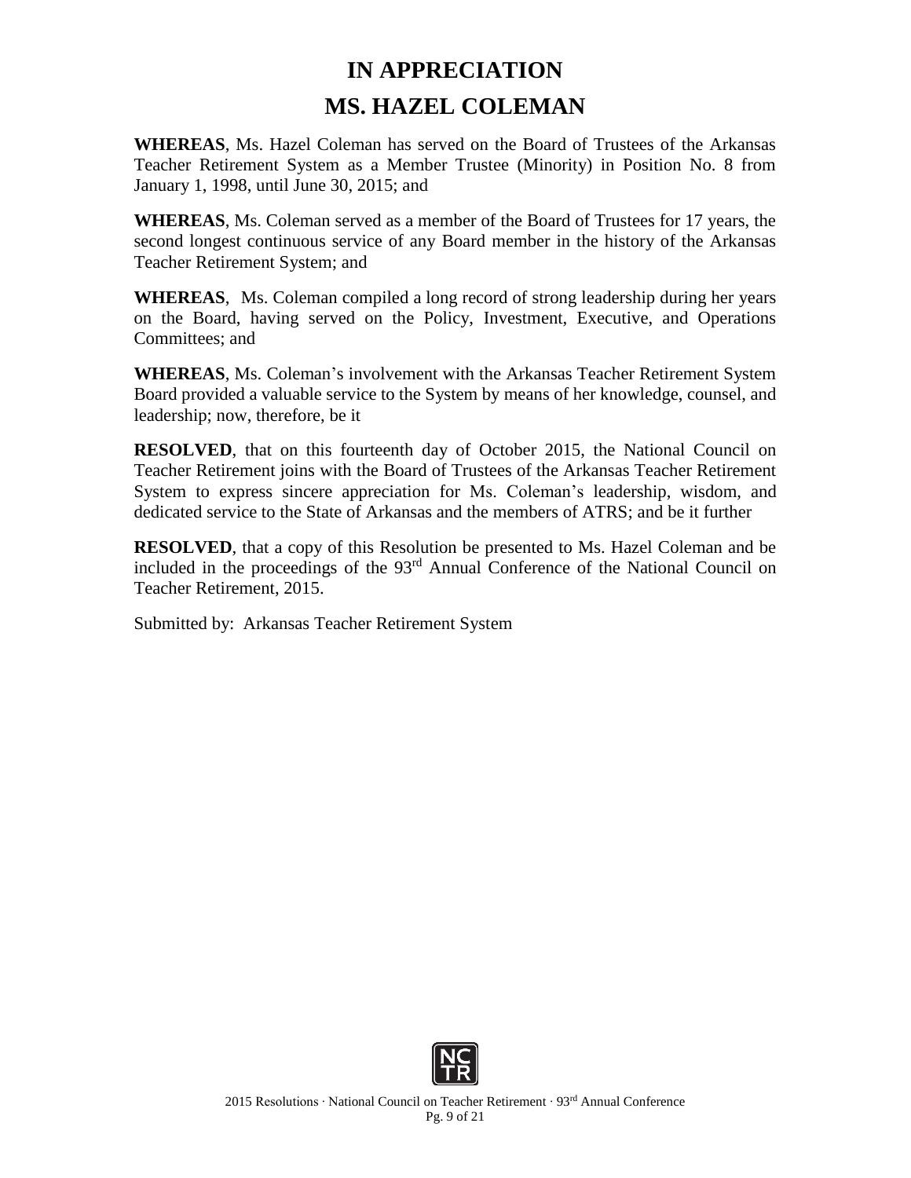# IN APPRECIATION

# MS. HAZEL COLEMAN

**WHEREAS**, Ms. Hazel Coleman has served on the Board of Trustees of the Arkansas Teacher Retirement System as a Member Trustee (Minority) in Position No. 8 from January 1, 1998, until June 30, 2015; and

**WHEREAS**, Ms. Coleman served as a member of the Board of Trustees for 17 years, the second longest continuous service of any Board member in the history of the Arkansas Teacher Retirement System; and

**WHEREAS**, Ms. Coleman compiled a long record of strong leadership during her years on the Board, having served on the Policy, Investment, Executive, and Operations Committees; and

**WHEREAS**, Ms. Coleman's involvement with the Arkansas Teacher Retirement System Board provided a valuable service to the System by means of her knowledge, counsel, and leadership; now, therefore, be it

**RESOLVED**, that on this fourteenth day of October 2015, the National Council on Teacher Retirement joins with the Board of Trustees of the Arkansas Teacher Retirement System to express sincere appreciation for Ms. Coleman's leadership, wisdom, and dedicated service to the State of Arkansas and the members of ATRS; and be it further

**RESOLVED**, that a copy of this Resolution be presented to Ms. Hazel Coleman and be included in the proceedings of the 93rd Annual Conference of the National Council on Teacher Retirement, 2015.

Submitted by: Arkansas Teacher Retirement System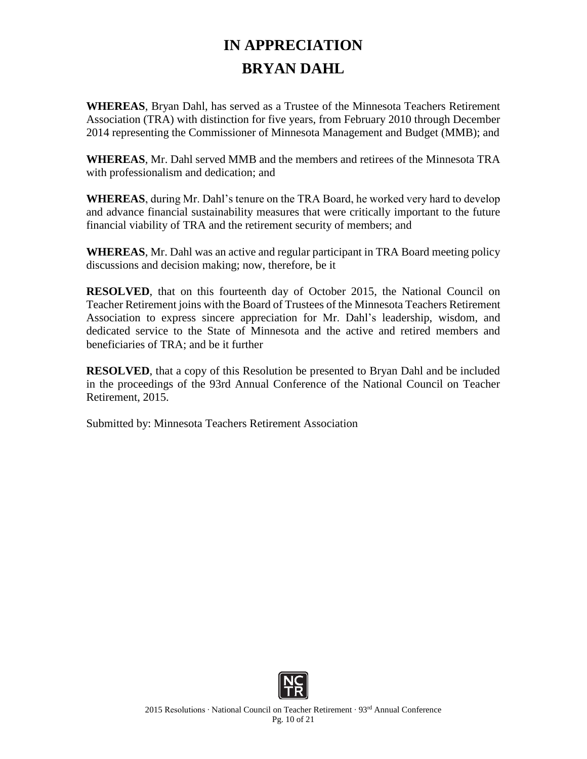# IN APPRECIATION

# BRYAN DAHL

**WHEREAS**, Bryan Dahl, has served as a Trustee of the Minnesota Teachers Retirement Association (TRA) with distinction for five years, from February 2010 through December 2014 representing the Commissioner of Minnesota Management and Budget (MMB); and

**WHEREAS**, Mr. Dahl served MMB and the members and retirees of the Minnesota TRA with professionalism and dedication; and

**WHEREAS**, during Mr. Dahl's tenure on the TRA Board, he worked very hard to develop and advance financial sustainability measures that were critically important to the future financial viability of TRA and the retirement security of members; and

**WHEREAS**, Mr. Dahl was an active and regular participant in TRA Board meeting policy discussions and decision making; now, therefore, be it

**RESOLVED**, that on this fourteenth day of October 2015, the National Council on Teacher Retirement joins with the Board of Trustees of the Minnesota Teachers Retirement Association to express sincere appreciation for Mr. Dahl's leadership, wisdom, and dedicated service to the State of Minnesota and the active and retired members and beneficiaries of TRA; and be it further

**RESOLVED**, that a copy of this Resolution be presented to Bryan Dahl and be included in the proceedings of the 93rd Annual Conference of the National Council on Teacher Retirement, 2015.

Submitted by: Minnesota Teachers Retirement Association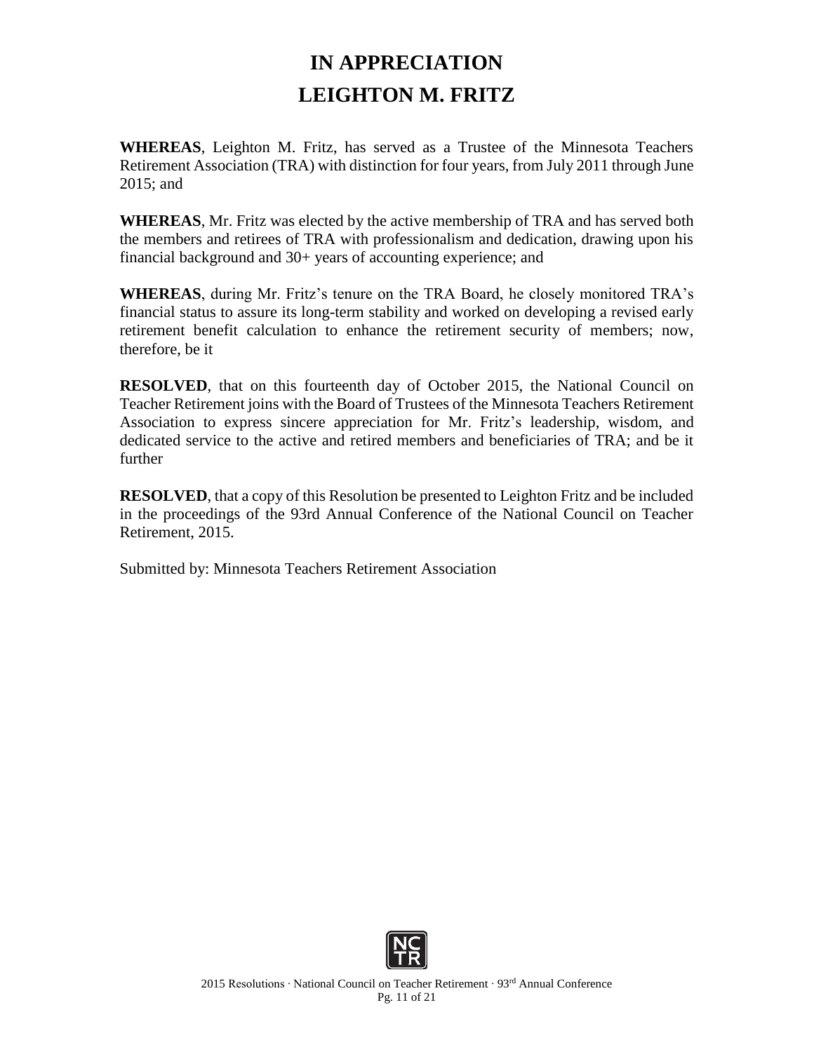# IN APPRECIATION
# LEIGHTON M. FRITZ

**WHEREAS**, Leighton M. Fritz, has served as a Trustee of the Minnesota Teachers Retirement Association (TRA) with distinction for four years, from July 2011 through June 2015; and

**WHEREAS**, Mr. Fritz was elected by the active membership of TRA and has served both the members and retirees of TRA with professionalism and dedication, drawing upon his financial background and 30+ years of accounting experience; and

**WHEREAS**, during Mr. Fritz's tenure on the TRA Board, he closely monitored TRA's financial status to assure its long-term stability and worked on developing a revised early retirement benefit calculation to enhance the retirement security of members; now, therefore, be it

**RESOLVED**, that on this fourteenth day of October 2015, the National Council on Teacher Retirement joins with the Board of Trustees of the Minnesota Teachers Retirement Association to express sincere appreciation for Mr. Fritz's leadership, wisdom, and dedicated service to the active and retired members and beneficiaries of TRA; and be it further

**RESOLVED**, that a copy of this Resolution be presented to Leighton Fritz and be included in the proceedings of the 93rd Annual Conference of the National Council on Teacher Retirement, 2015.

Submitted by: Minnesota Teachers Retirement Association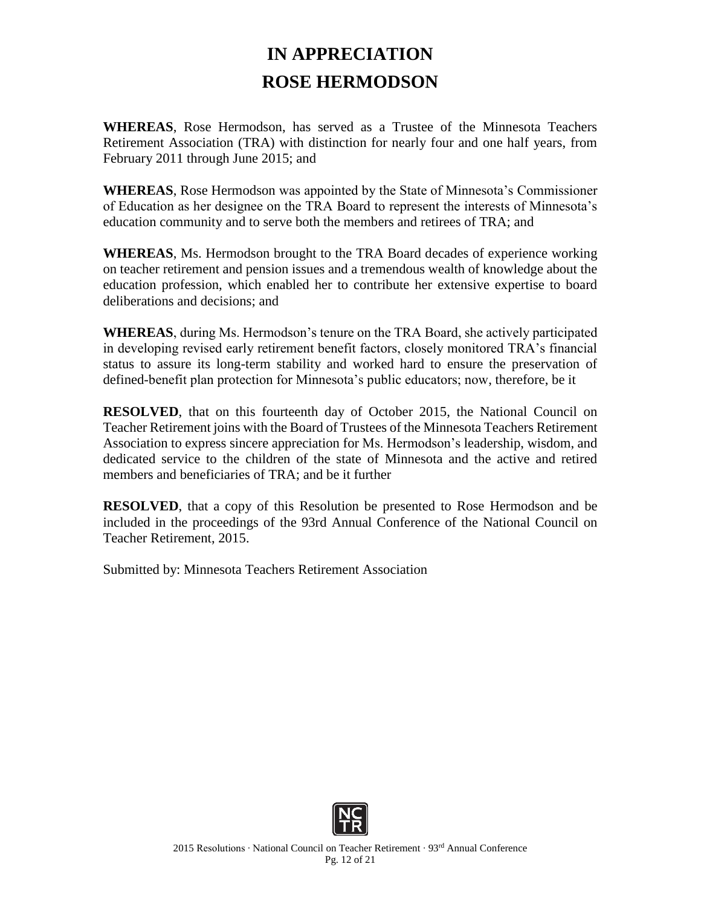# IN APPRECIATION
# ROSE HERMODSON

**WHEREAS**, Rose Hermodson, has served as a Trustee of the Minnesota Teachers Retirement Association (TRA) with distinction for nearly four and one half years, from February 2011 through June 2015; and

**WHEREAS**, Rose Hermodson was appointed by the State of Minnesota's Commissioner of Education as her designee on the TRA Board to represent the interests of Minnesota's education community and to serve both the members and retirees of TRA; and

**WHEREAS**, Ms. Hermodson brought to the TRA Board decades of experience working on teacher retirement and pension issues and a tremendous wealth of knowledge about the education profession, which enabled her to contribute her extensive expertise to board deliberations and decisions; and

**WHEREAS**, during Ms. Hermodson's tenure on the TRA Board, she actively participated in developing revised early retirement benefit factors, closely monitored TRA's financial status to assure its long-term stability and worked hard to ensure the preservation of defined-benefit plan protection for Minnesota's public educators; now, therefore, be it

**RESOLVED**, that on this fourteenth day of October 2015, the National Council on Teacher Retirement joins with the Board of Trustees of the Minnesota Teachers Retirement Association to express sincere appreciation for Ms. Hermodson's leadership, wisdom, and dedicated service to the children of the state of Minnesota and the active and retired members and beneficiaries of TRA; and be it further

**RESOLVED**, that a copy of this Resolution be presented to Rose Hermodson and be included in the proceedings of the 93rd Annual Conference of the National Council on Teacher Retirement, 2015.

Submitted by: Minnesota Teachers Retirement Association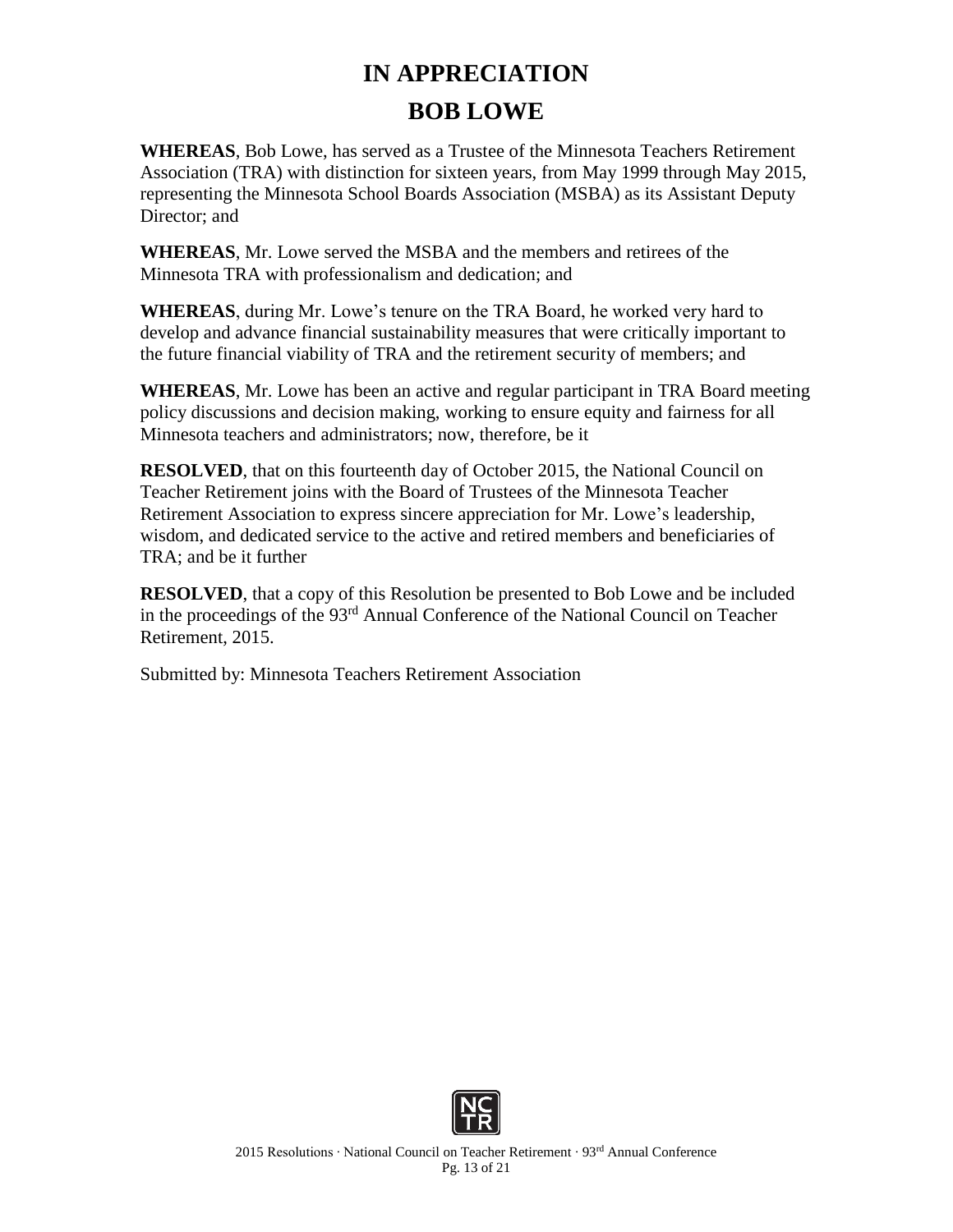# IN APPRECIATION

# BOB LOWE

**WHEREAS**, Bob Lowe, has served as a Trustee of the Minnesota Teachers Retirement Association (TRA) with distinction for sixteen years, from May 1999 through May 2015, representing the Minnesota School Boards Association (MSBA) as its Assistant Deputy Director; and

**WHEREAS**, Mr. Lowe served the MSBA and the members and retirees of the Minnesota TRA with professionalism and dedication; and

**WHEREAS**, during Mr. Lowe's tenure on the TRA Board, he worked very hard to develop and advance financial sustainability measures that were critically important to the future financial viability of TRA and the retirement security of members; and

**WHEREAS**, Mr. Lowe has been an active and regular participant in TRA Board meeting policy discussions and decision making, working to ensure equity and fairness for all Minnesota teachers and administrators; now, therefore, be it

**RESOLVED**, that on this fourteenth day of October 2015, the National Council on Teacher Retirement joins with the Board of Trustees of the Minnesota Teacher Retirement Association to express sincere appreciation for Mr. Lowe's leadership, wisdom, and dedicated service to the active and retired members and beneficiaries of TRA; and be it further

**RESOLVED**, that a copy of this Resolution be presented to Bob Lowe and be included in the proceedings of the 93rd Annual Conference of the National Council on Teacher Retirement, 2015.

Submitted by: Minnesota Teachers Retirement Association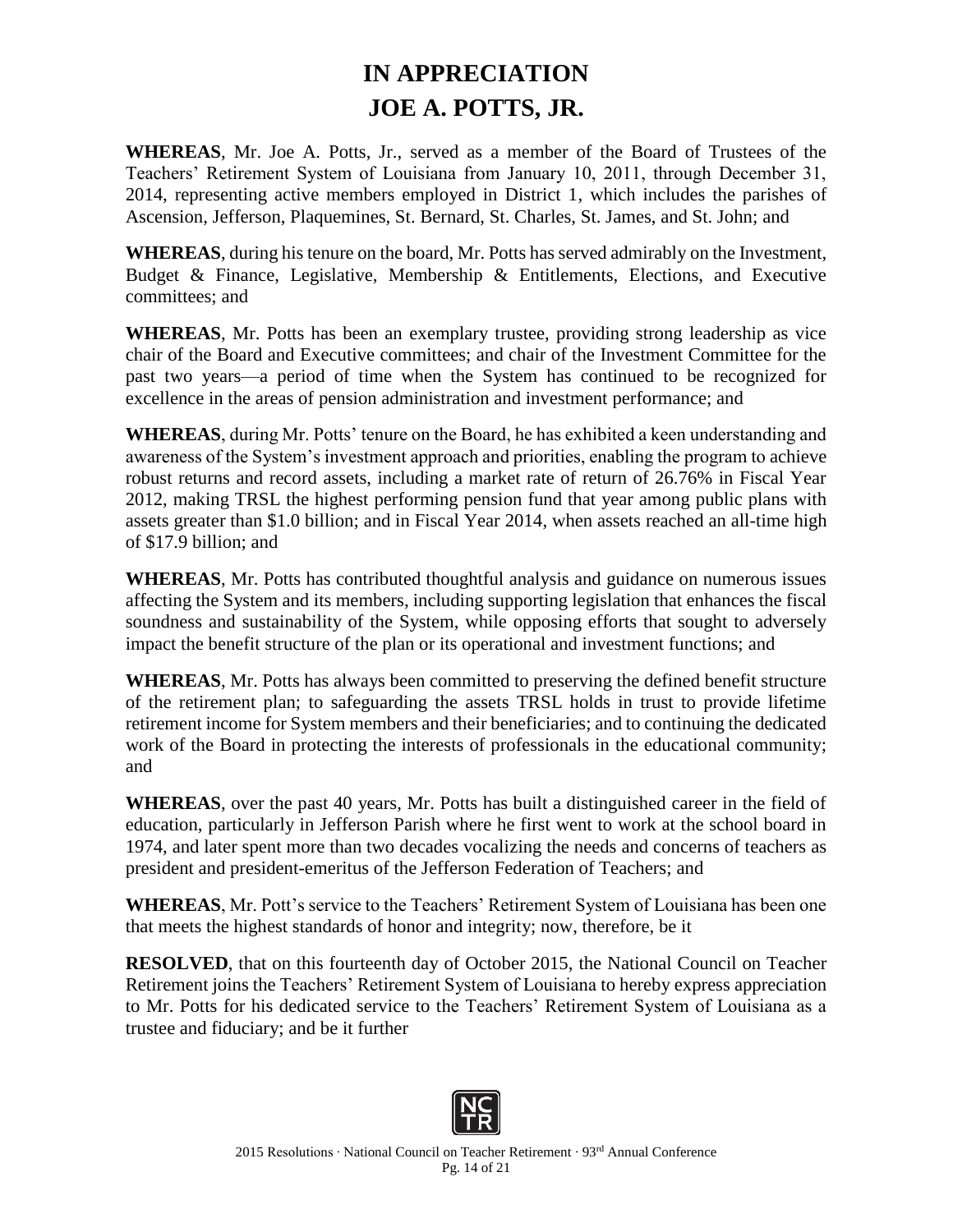# IN APPRECIATION
# JOE A. POTTS, JR.

**WHEREAS**, Mr. Joe A. Potts, Jr., served as a member of the Board of Trustees of the Teachers' Retirement System of Louisiana from January 10, 2011, through December 31, 2014, representing active members employed in District 1, which includes the parishes of Ascension, Jefferson, Plaquemines, St. Bernard, St. Charles, St. James, and St. John; and

**WHEREAS**, during his tenure on the board, Mr. Potts has served admirably on the Investment, Budget & Finance, Legislative, Membership & Entitlements, Elections, and Executive committees; and

**WHEREAS**, Mr. Potts has been an exemplary trustee, providing strong leadership as vice chair of the Board and Executive committees; and chair of the Investment Committee for the past two years—a period of time when the System has continued to be recognized for excellence in the areas of pension administration and investment performance; and

**WHEREAS**, during Mr. Potts' tenure on the Board, he has exhibited a keen understanding and awareness of the System's investment approach and priorities, enabling the program to achieve robust returns and record assets, including a market rate of return of 26.76% in Fiscal Year 2012, making TRSL the highest performing pension fund that year among public plans with assets greater than $1.0 billion; and in Fiscal Year 2014, when assets reached an all-time high of $17.9 billion; and

**WHEREAS**, Mr. Potts has contributed thoughtful analysis and guidance on numerous issues affecting the System and its members, including supporting legislation that enhances the fiscal soundness and sustainability of the System, while opposing efforts that sought to adversely impact the benefit structure of the plan or its operational and investment functions; and

**WHEREAS**, Mr. Potts has always been committed to preserving the defined benefit structure of the retirement plan; to safeguarding the assets TRSL holds in trust to provide lifetime retirement income for System members and their beneficiaries; and to continuing the dedicated work of the Board in protecting the interests of professionals in the educational community; and

**WHEREAS**, over the past 40 years, Mr. Potts has built a distinguished career in the field of education, particularly in Jefferson Parish where he first went to work at the school board in 1974, and later spent more than two decades vocalizing the needs and concerns of teachers as president and president-emeritus of the Jefferson Federation of Teachers; and

**WHEREAS**, Mr. Pott's service to the Teachers' Retirement System of Louisiana has been one that meets the highest standards of honor and integrity; now, therefore, be it

**RESOLVED**, that on this fourteenth day of October 2015, the National Council on Teacher Retirement joins the Teachers' Retirement System of Louisiana to hereby express appreciation to Mr. Potts for his dedicated service to the Teachers' Retirement System of Louisiana as a trustee and fiduciary; and be it further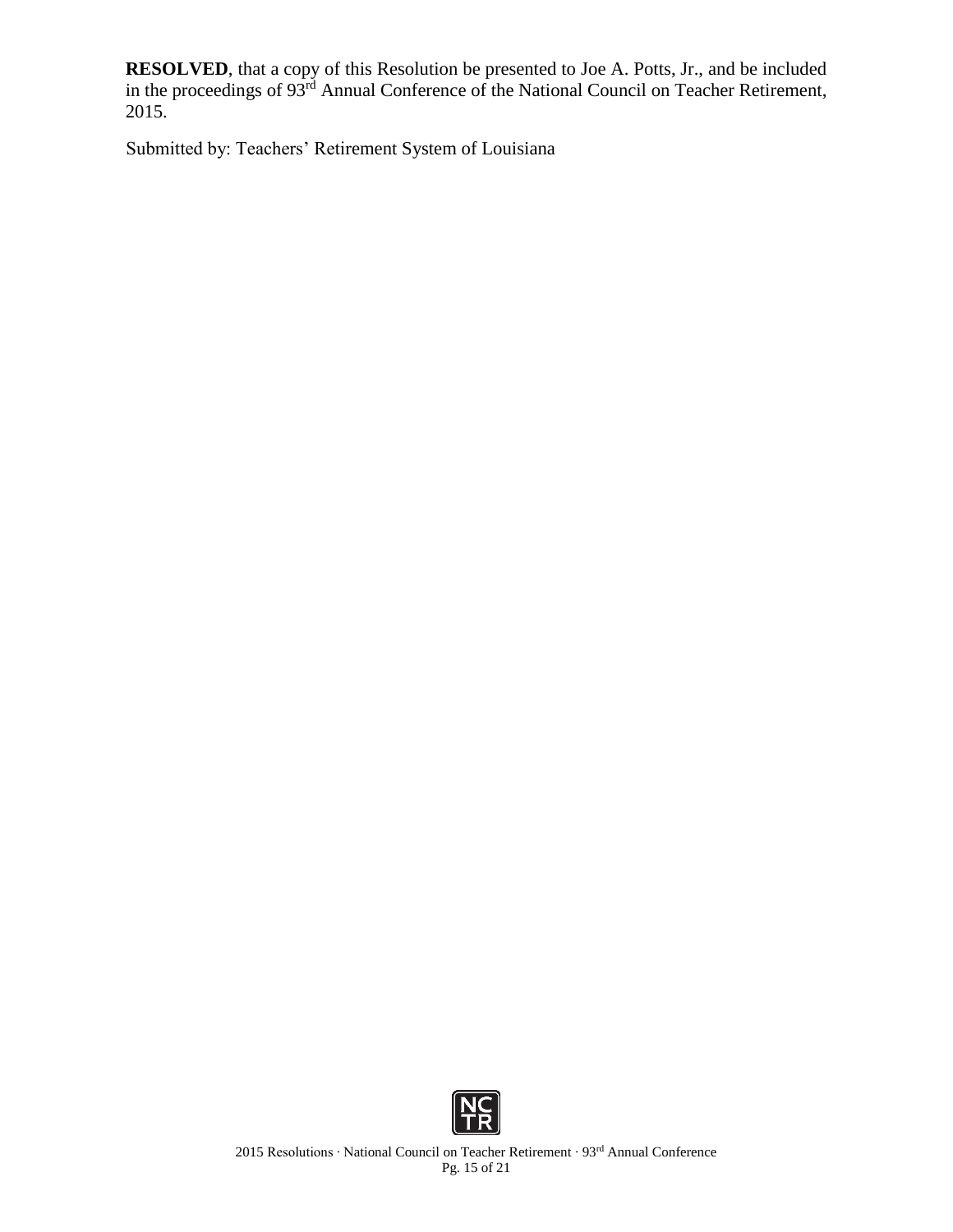**RESOLVED**, that a copy of this Resolution be presented to Joe A. Potts, Jr., and be included in the proceedings of 93rd Annual Conference of the National Council on Teacher Retirement, 2015.

Submitted by: Teachers' Retirement System of Louisiana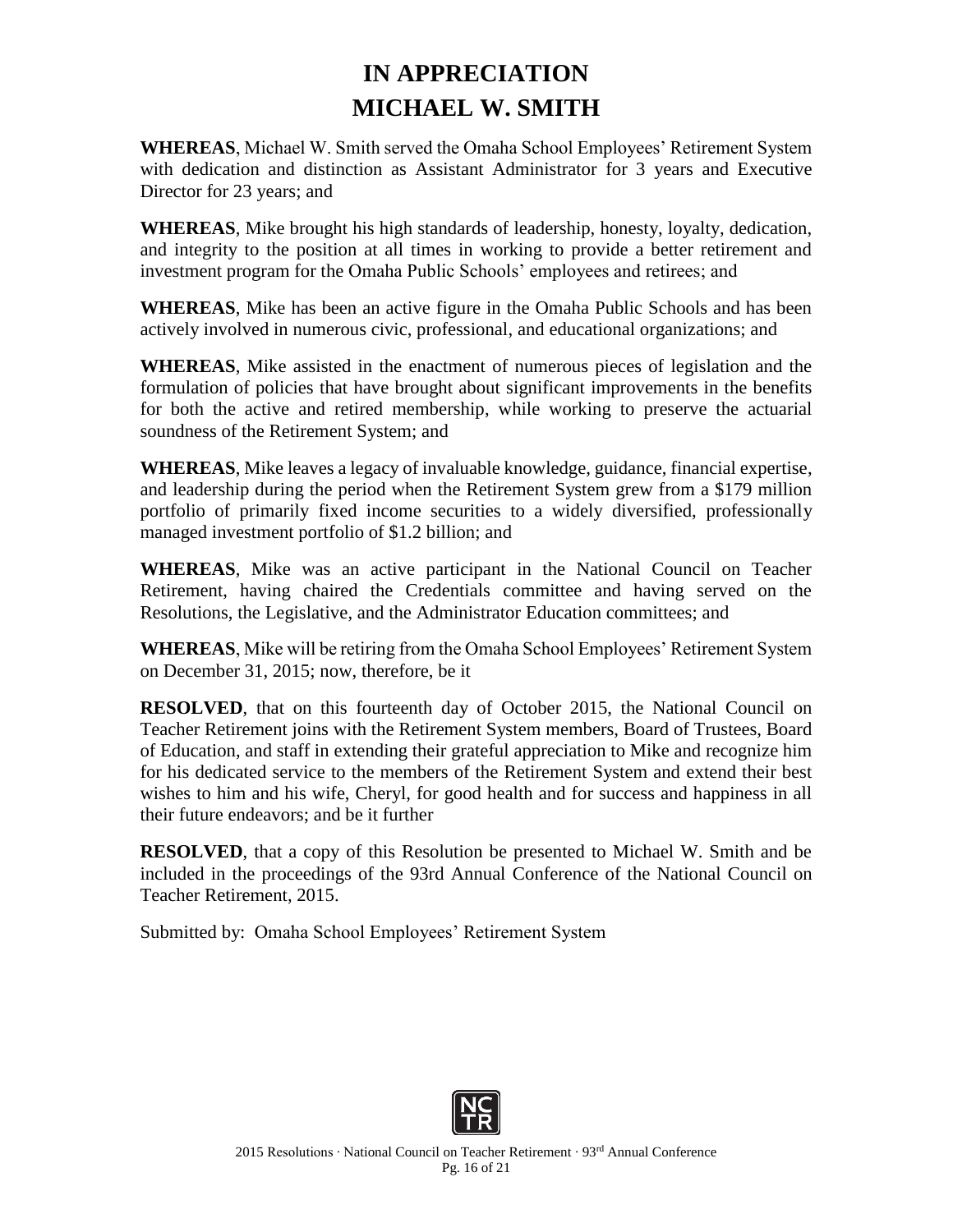# IN APPRECIATION
# MICHAEL W. SMITH

**WHEREAS**, Michael W. Smith served the Omaha School Employees' Retirement System with dedication and distinction as Assistant Administrator for 3 years and Executive Director for 23 years; and

**WHEREAS**, Mike brought his high standards of leadership, honesty, loyalty, dedication, and integrity to the position at all times in working to provide a better retirement and investment program for the Omaha Public Schools' employees and retirees; and

**WHEREAS**, Mike has been an active figure in the Omaha Public Schools and has been actively involved in numerous civic, professional, and educational organizations; and

**WHEREAS**, Mike assisted in the enactment of numerous pieces of legislation and the formulation of policies that have brought about significant improvements in the benefits for both the active and retired membership, while working to preserve the actuarial soundness of the Retirement System; and

**WHEREAS**, Mike leaves a legacy of invaluable knowledge, guidance, financial expertise, and leadership during the period when the Retirement System grew from a $179 million portfolio of primarily fixed income securities to a widely diversified, professionally managed investment portfolio of $1.2 billion; and

**WHEREAS**, Mike was an active participant in the National Council on Teacher Retirement, having chaired the Credentials committee and having served on the Resolutions, the Legislative, and the Administrator Education committees; and

**WHEREAS**, Mike will be retiring from the Omaha School Employees' Retirement System on December 31, 2015; now, therefore, be it

**RESOLVED**, that on this fourteenth day of October 2015, the National Council on Teacher Retirement joins with the Retirement System members, Board of Trustees, Board of Education, and staff in extending their grateful appreciation to Mike and recognize him for his dedicated service to the members of the Retirement System and extend their best wishes to him and his wife, Cheryl, for good health and for success and happiness in all their future endeavors; and be it further

**RESOLVED**, that a copy of this Resolution be presented to Michael W. Smith and be included in the proceedings of the 93rd Annual Conference of the National Council on Teacher Retirement, 2015.

Submitted by: Omaha School Employees' Retirement System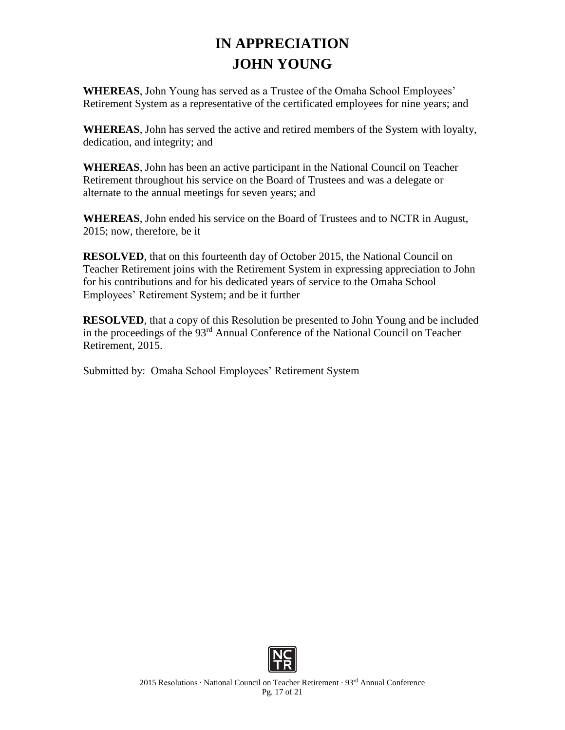# IN APPRECIATION
# JOHN YOUNG

**WHEREAS**, John Young has served as a Trustee of the Omaha School Employees' Retirement System as a representative of the certificated employees for nine years; and

**WHEREAS**, John has served the active and retired members of the System with loyalty, dedication, and integrity; and

**WHEREAS**, John has been an active participant in the National Council on Teacher Retirement throughout his service on the Board of Trustees and was a delegate or alternate to the annual meetings for seven years; and

**WHEREAS**, John ended his service on the Board of Trustees and to NCTR in August, 2015; now, therefore, be it

**RESOLVED**, that on this fourteenth day of October 2015, the National Council on Teacher Retirement joins with the Retirement System in expressing appreciation to John for his contributions and for his dedicated years of service to the Omaha School Employees' Retirement System; and be it further

**RESOLVED**, that a copy of this Resolution be presented to John Young and be included in the proceedings of the 93rd Annual Conference of the National Council on Teacher Retirement, 2015.

Submitted by: Omaha School Employees' Retirement System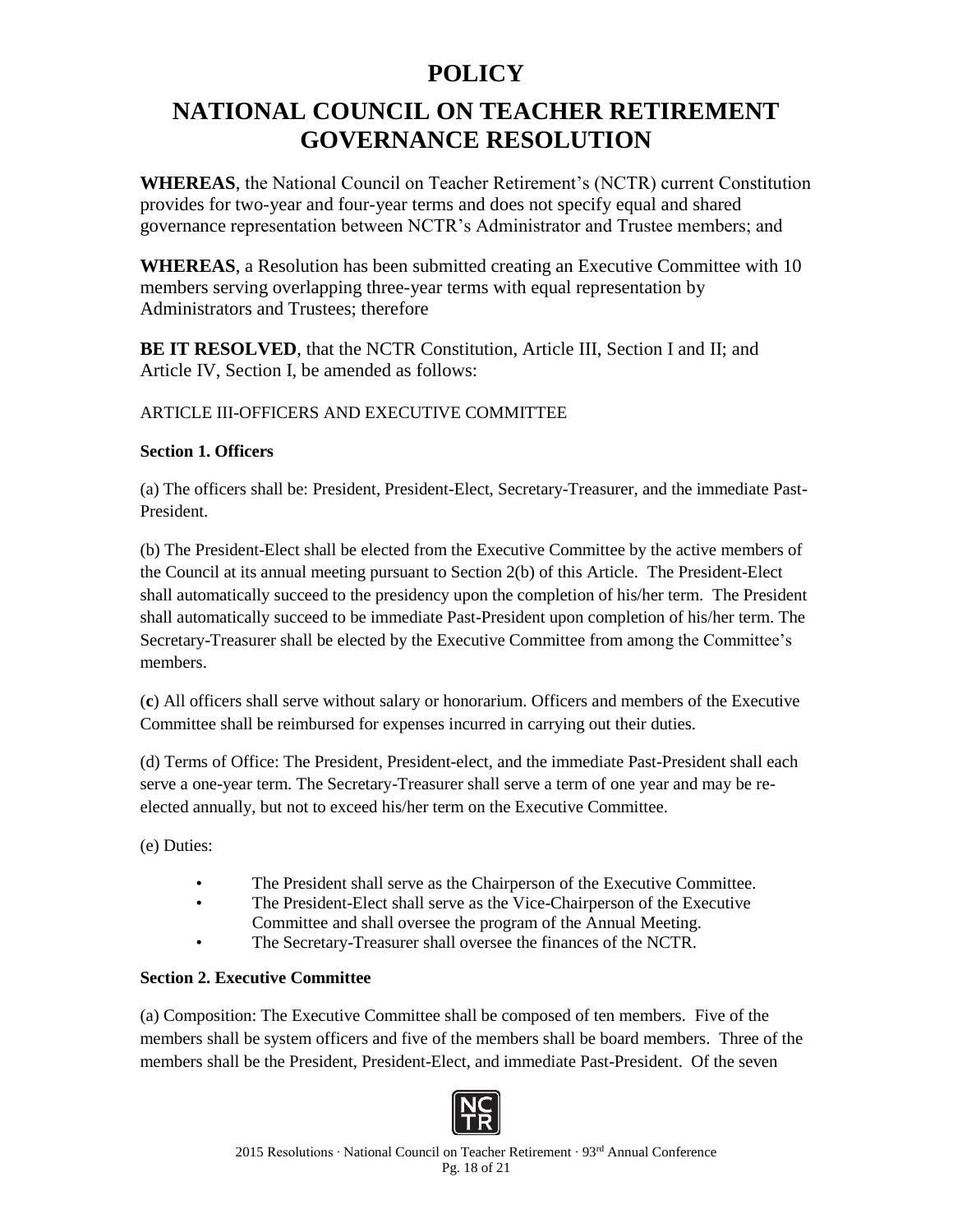# POLICY

# NATIONAL COUNCIL ON TEACHER RETIREMENT GOVERNANCE RESOLUTION

**WHEREAS**, the National Council on Teacher Retirement's (NCTR) current Constitution provides for two-year and four-year terms and does not specify equal and shared governance representation between NCTR's Administrator and Trustee members; and

**WHEREAS**, a Resolution has been submitted creating an Executive Committee with 10 members serving overlapping three-year terms with equal representation by Administrators and Trustees; therefore

**BE IT RESOLVED**, that the NCTR Constitution, Article III, Section I and II; and Article IV, Section I, be amended as follows:

ARTICLE III-OFFICERS AND EXECUTIVE COMMITTEE

**Section 1. Officers**

(a) The officers shall be: President, President-Elect, Secretary-Treasurer, and the immediate Past-President.

(b) The President-Elect shall be elected from the Executive Committee by the active members of the Council at its annual meeting pursuant to Section 2(b) of this Article. The President-Elect shall automatically succeed to the presidency upon the completion of his/her term. The President shall automatically succeed to be immediate Past-President upon completion of his/her term. The Secretary-Treasurer shall be elected by the Executive Committee from among the Committee's members.

(**c**) All officers shall serve without salary or honorarium. Officers and members of the Executive Committee shall be reimbursed for expenses incurred in carrying out their duties.

(d) Terms of Office: The President, President-elect, and the immediate Past-President shall each serve a one-year term. The Secretary-Treasurer shall serve a term of one year and may be re-elected annually, but not to exceed his/her term on the Executive Committee.

(e) Duties:

- The President shall serve as the Chairperson of the Executive Committee.
- The President-Elect shall serve as the Vice-Chairperson of the Executive Committee and shall oversee the program of the Annual Meeting.
- The Secretary-Treasurer shall oversee the finances of the NCTR.

**Section 2. Executive Committee**

(a) Composition: The Executive Committee shall be composed of ten members. Five of the members shall be system officers and five of the members shall be board members. Three of the members shall be the President, President-Elect, and immediate Past-President. Of the seven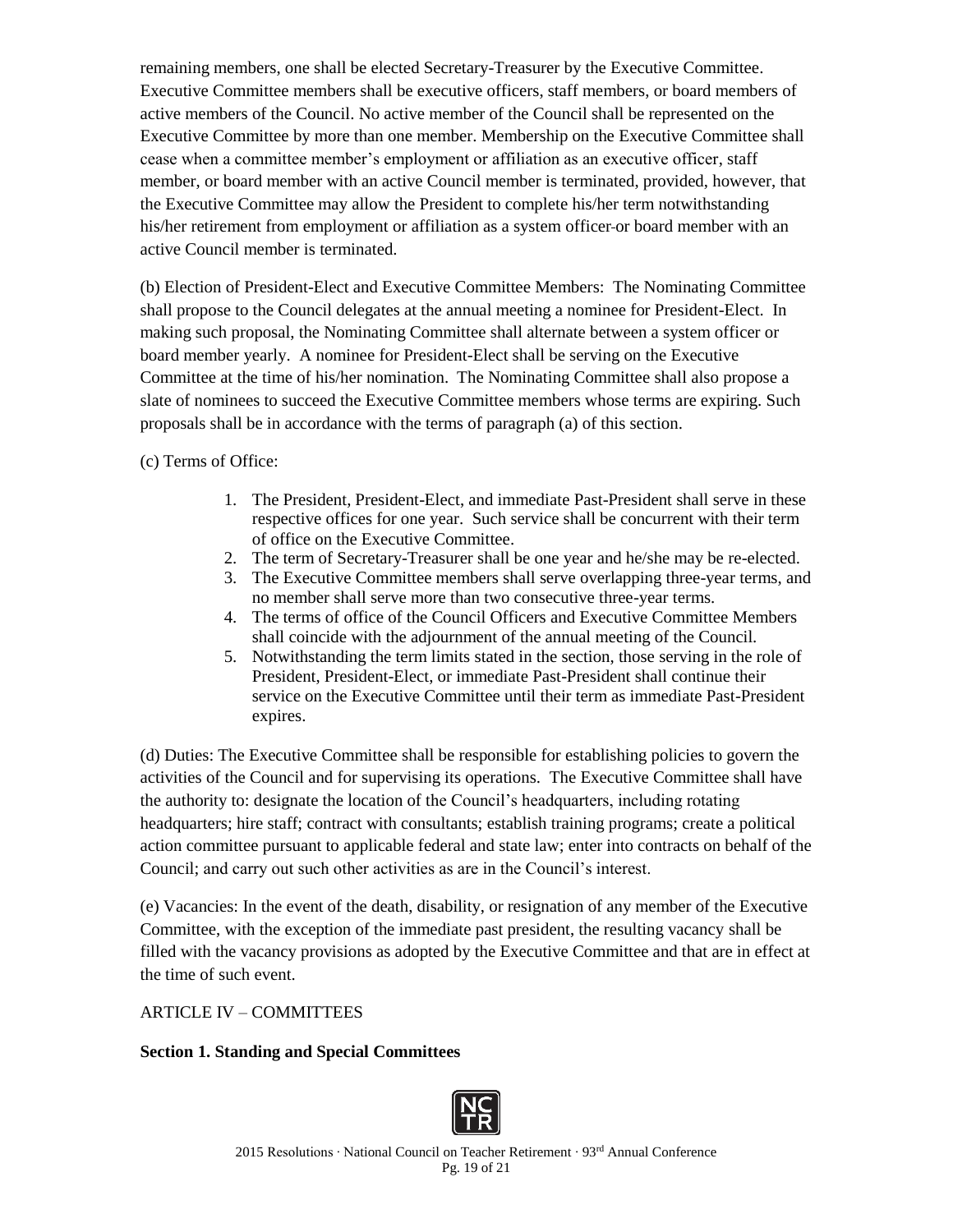remaining members, one shall be elected Secretary-Treasurer by the Executive Committee. Executive Committee members shall be executive officers, staff members, or board members of active members of the Council. No active member of the Council shall be represented on the Executive Committee by more than one member. Membership on the Executive Committee shall cease when a committee member's employment or affiliation as an executive officer, staff member, or board member with an active Council member is terminated, provided, however, that the Executive Committee may allow the President to complete his/her term notwithstanding his/her retirement from employment or affiliation as a system officer or board member with an active Council member is terminated.

(b) Election of President-Elect and Executive Committee Members: The Nominating Committee shall propose to the Council delegates at the annual meeting a nominee for President-Elect. In making such proposal, the Nominating Committee shall alternate between a system officer or board member yearly. A nominee for President-Elect shall be serving on the Executive Committee at the time of his/her nomination. The Nominating Committee shall also propose a slate of nominees to succeed the Executive Committee members whose terms are expiring. Such proposals shall be in accordance with the terms of paragraph (a) of this section.

(c) Terms of Office:

1. The President, President-Elect, and immediate Past-President shall serve in these respective offices for one year. Such service shall be concurrent with their term of office on the Executive Committee.
2. The term of Secretary-Treasurer shall be one year and he/she may be re-elected.
3. The Executive Committee members shall serve overlapping three-year terms, and no member shall serve more than two consecutive three-year terms.
4. The terms of office of the Council Officers and Executive Committee Members shall coincide with the adjournment of the annual meeting of the Council.
5. Notwithstanding the term limits stated in the section, those serving in the role of President, President-Elect, or immediate Past-President shall continue their service on the Executive Committee until their term as immediate Past-President expires.

(d) Duties: The Executive Committee shall be responsible for establishing policies to govern the activities of the Council and for supervising its operations. The Executive Committee shall have the authority to: designate the location of the Council's headquarters, including rotating headquarters; hire staff; contract with consultants; establish training programs; create a political action committee pursuant to applicable federal and state law; enter into contracts on behalf of the Council; and carry out such other activities as are in the Council's interest.

(e) Vacancies: In the event of the death, disability, or resignation of any member of the Executive Committee, with the exception of the immediate past president, the resulting vacancy shall be filled with the vacancy provisions as adopted by the Executive Committee and that are in effect at the time of such event.

## ARTICLE IV – COMMITTEES

**Section 1. Standing and Special Committees**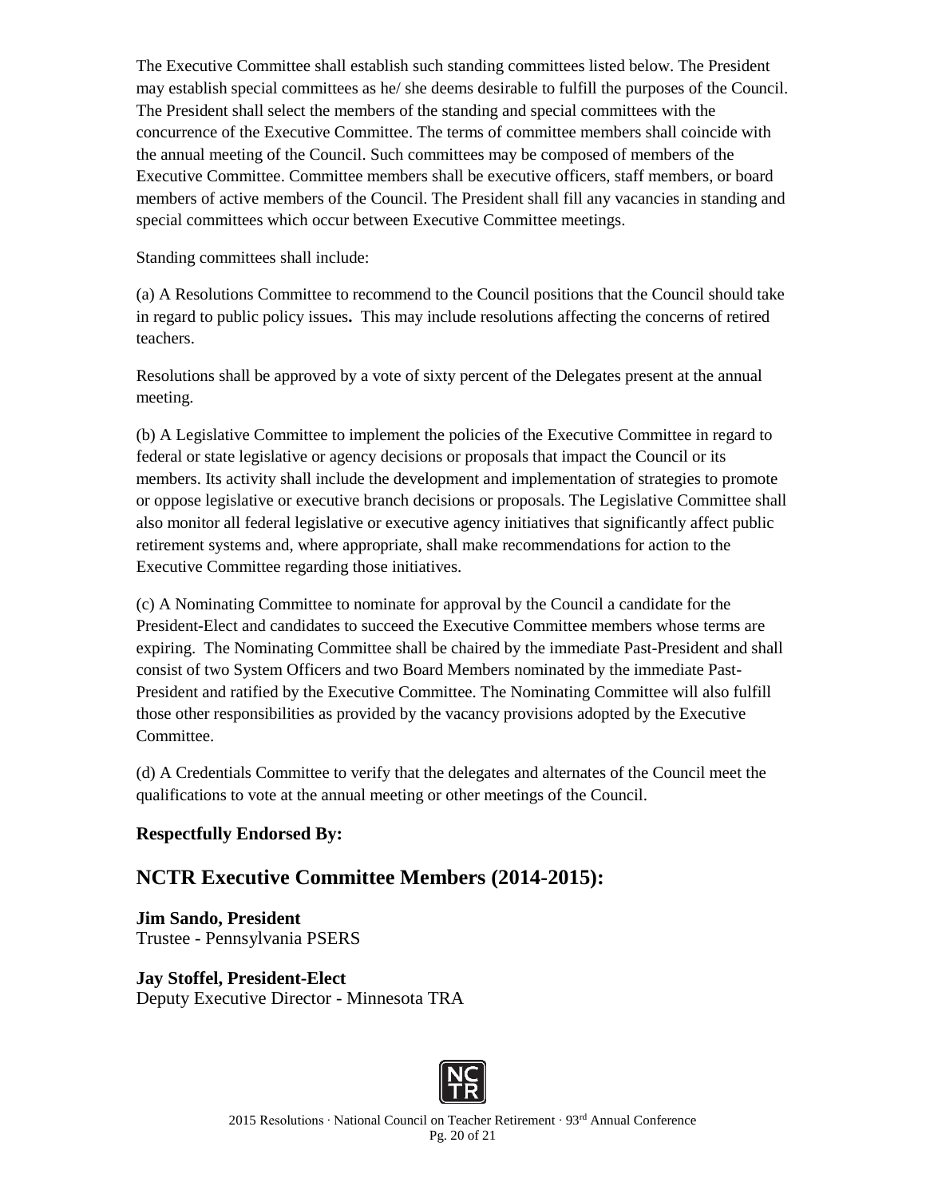The Executive Committee shall establish such standing committees listed below. The President may establish special committees as he/ she deems desirable to fulfill the purposes of the Council. The President shall select the members of the standing and special committees with the concurrence of the Executive Committee. The terms of committee members shall coincide with the annual meeting of the Council. Such committees may be composed of members of the Executive Committee. Committee members shall be executive officers, staff members, or board members of active members of the Council. The President shall fill any vacancies in standing and special committees which occur between Executive Committee meetings.

Standing committees shall include:

(a) A Resolutions Committee to recommend to the Council positions that the Council should take in regard to public policy issues**.** This may include resolutions affecting the concerns of retired teachers.

Resolutions shall be approved by a vote of sixty percent of the Delegates present at the annual meeting.

(b) A Legislative Committee to implement the policies of the Executive Committee in regard to federal or state legislative or agency decisions or proposals that impact the Council or its members. Its activity shall include the development and implementation of strategies to promote or oppose legislative or executive branch decisions or proposals. The Legislative Committee shall also monitor all federal legislative or executive agency initiatives that significantly affect public retirement systems and, where appropriate, shall make recommendations for action to the Executive Committee regarding those initiatives.

(c) A Nominating Committee to nominate for approval by the Council a candidate for the President-Elect and candidates to succeed the Executive Committee members whose terms are expiring. The Nominating Committee shall be chaired by the immediate Past-President and shall consist of two System Officers and two Board Members nominated by the immediate Past-President and ratified by the Executive Committee. The Nominating Committee will also fulfill those other responsibilities as provided by the vacancy provisions adopted by the Executive Committee.

(d) A Credentials Committee to verify that the delegates and alternates of the Council meet the qualifications to vote at the annual meeting or other meetings of the Council.

**Respectfully Endorsed By:**

## NCTR Executive Committee Members (2014-2015):

**Jim Sando, President**
Trustee - Pennsylvania PSERS

**Jay Stoffel, President-Elect**
Deputy Executive Director - Minnesota TRA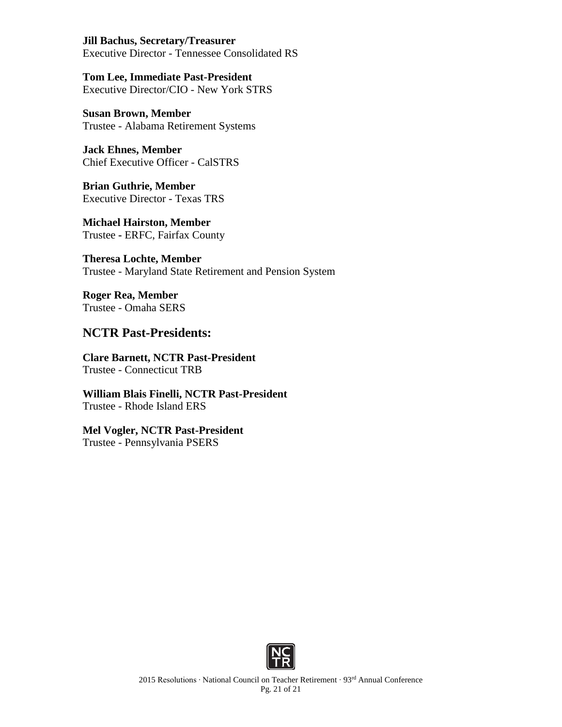**Jill Bachus, Secretary/Treasurer**
Executive Director - Tennessee Consolidated RS

**Tom Lee, Immediate Past-President**
Executive Director/CIO - New York STRS

**Susan Brown, Member**
Trustee - Alabama Retirement Systems

**Jack Ehnes, Member**
Chief Executive Officer - CalSTRS

**Brian Guthrie, Member**
Executive Director - Texas TRS

**Michael Hairston, Member**
Trustee - ERFC, Fairfax County

**Theresa Lochte, Member**
Trustee - Maryland State Retirement and Pension System

**Roger Rea, Member**
Trustee - Omaha SERS

## NCTR Past-Presidents:

**Clare Barnett, NCTR Past-President**
Trustee - Connecticut TRB

**William Blais Finelli, NCTR Past-President**
Trustee - Rhode Island ERS

**Mel Vogler, NCTR Past-President**
Trustee - Pennsylvania PSERS